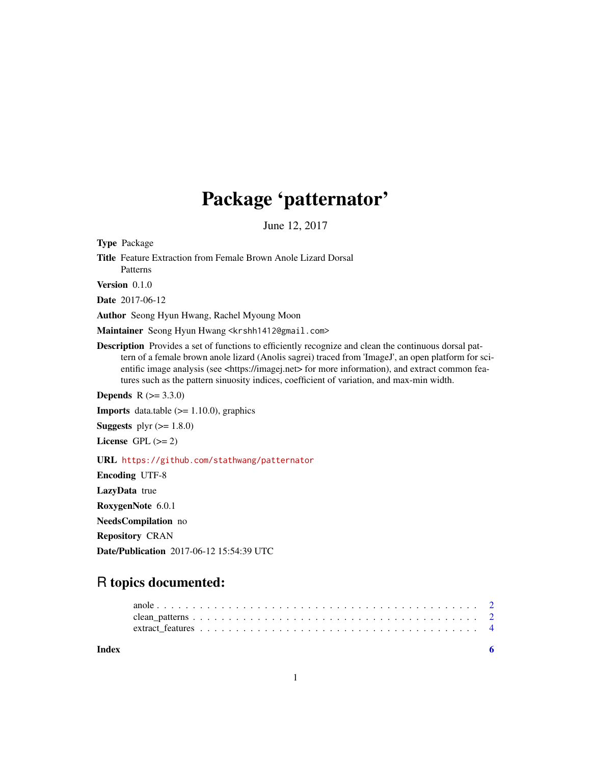# Package 'patternator'

June 12, 2017

**Type** Package

**Title** Feature Extraction from Female Brown Anole Lizard Dorsal Patterns

**Version** 0.1.0

**Date** 2017-06-12

**Author** Seong Hyun Hwang, Rachel Myoung Moon

**Maintainer** Seong Hyun Hwang <krshh1412@gmail.com>

**Description** Provides a set of functions to efficiently recognize and clean the continuous dorsal pattern of a female brown anole lizard (Anolis sagrei) traced from 'ImageJ', an open platform for scientific image analysis (see <https://imagej.net> for more information), and extract common features such as the pattern sinuosity indices, coefficient of variation, and max-min width.

**Depends** R (>= 3.3.0)

**Imports** data.table (>= 1.10.0), graphics

**Suggests** plyr (>= 1.8.0)

**License** GPL (>= 2)

**URL** https://github.com/stathwang/patternator

**Encoding** UTF-8

**LazyData** true

**RoxygenNote** 6.0.1

**NeedsCompilation** no

**Repository** CRAN

**Date/Publication** 2017-06-12 15:54:39 UTC

## R topics documented:

- anole . . . . . . . . . . . . . . . . . . . . . . . . . . . . . . . . . . . . . . . . . . 2
- clean_patterns . . . . . . . . . . . . . . . . . . . . . . . . . . . . . . . . . . . . . 2
- extract_features . . . . . . . . . . . . . . . . . . . . . . . . . . . . . . . . . . . . 4

**Index** 6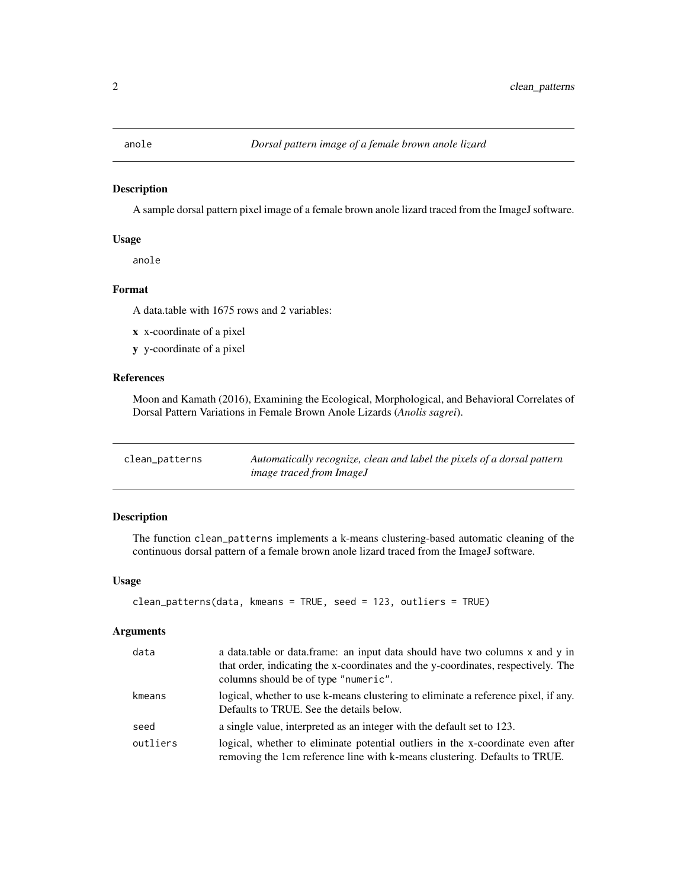## anole — *Dorsal pattern image of a female brown anole lizard*

### Description

A sample dorsal pattern pixel image of a female brown anole lizard traced from the ImageJ software.

### Usage

```
anole
```

### Format

A data.table with 1675 rows and 2 variables:

- **x** x-coordinate of a pixel
- **y** y-coordinate of a pixel

### References

Moon and Kamath (2016), Examining the Ecological, Morphological, and Behavioral Correlates of Dorsal Pattern Variations in Female Brown Anole Lizards (*Anolis sagrei*).

## clean_patterns — *Automatically recognize, clean and label the pixels of a dorsal pattern image traced from ImageJ*

### Description

The function `clean_patterns` implements a k-means clustering-based automatic cleaning of the continuous dorsal pattern of a female brown anole lizard traced from the ImageJ software.

### Usage

```
clean_patterns(data, kmeans = TRUE, seed = 123, outliers = TRUE)
```

### Arguments

| | |
|---|---|
| `data` | a data.table or data.frame: an input data should have two columns `x` and `y` in that order, indicating the x-coordinates and the y-coordinates, respectively. The columns should be of type `"numeric"`. |
| `kmeans` | logical, whether to use k-means clustering to eliminate a reference pixel, if any. Defaults to TRUE. See the details below. |
| `seed` | a single value, interpreted as an integer with the default set to 123. |
| `outliers` | logical, whether to eliminate potential outliers in the x-coordinate even after removing the 1cm reference line with k-means clustering. Defaults to TRUE. |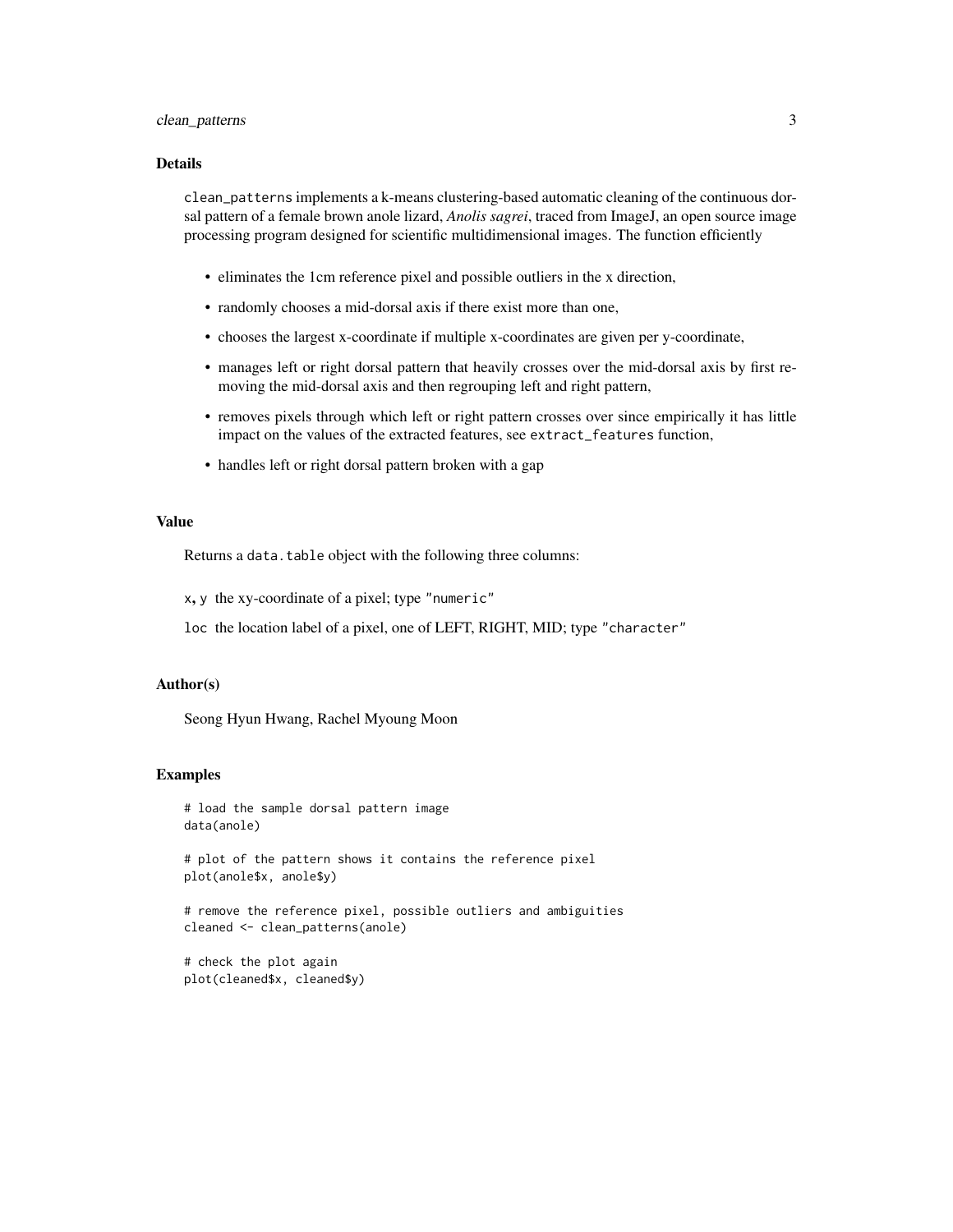## Details

`clean_patterns` implements a k-means clustering-based automatic cleaning of the continuous dorsal pattern of a female brown anole lizard, *Anolis sagrei*, traced from ImageJ, an open source image processing program designed for scientific multidimensional images. The function efficiently

- eliminates the 1cm reference pixel and possible outliers in the x direction,
- randomly chooses a mid-dorsal axis if there exist more than one,
- chooses the largest x-coordinate if multiple x-coordinates are given per y-coordinate,
- manages left or right dorsal pattern that heavily crosses over the mid-dorsal axis by first removing the mid-dorsal axis and then regrouping left and right pattern,
- removes pixels through which left or right pattern crosses over since empirically it has little impact on the values of the extracted features, see `extract_features` function,
- handles left or right dorsal pattern broken with a gap

## Value

Returns a `data.table` object with the following three columns:

`x`, `y` the xy-coordinate of a pixel; type `"numeric"`

`loc` the location label of a pixel, one of LEFT, RIGHT, MID; type `"character"`

## Author(s)

Seong Hyun Hwang, Rachel Myoung Moon

## Examples

```
# load the sample dorsal pattern image
data(anole)

# plot of the pattern shows it contains the reference pixel
plot(anole$x, anole$y)

# remove the reference pixel, possible outliers and ambiguities
cleaned <- clean_patterns(anole)

# check the plot again
plot(cleaned$x, cleaned$y)
```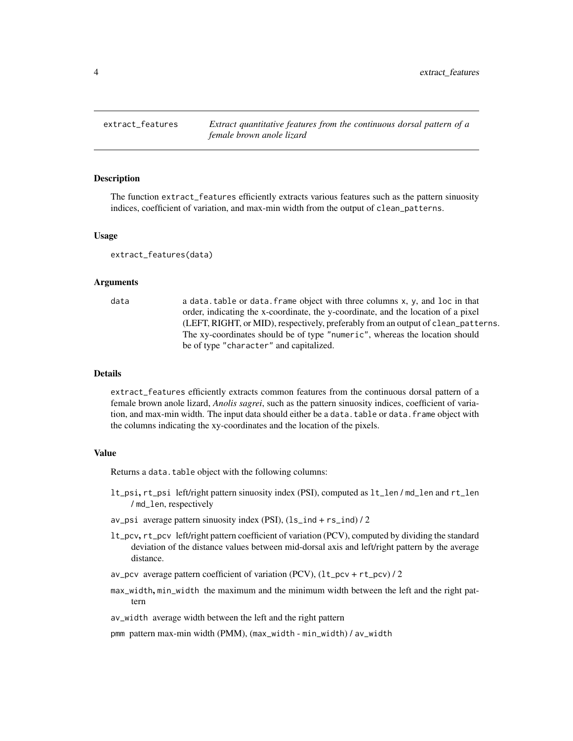## extract_features — *Extract quantitative features from the continuous dorsal pattern of a female brown anole lizard*

### Description

The function `extract_features` efficiently extracts various features such as the pattern sinuosity indices, coefficient of variation, and max-min width from the output of `clean_patterns`.

### Usage

```
extract_features(data)
```

### Arguments

| | |
|---|---|
| `data` | a `data.table` or `data.frame` object with three columns `x`, `y`, and `loc` in that order, indicating the x-coordinate, the y-coordinate, and the location of a pixel (LEFT, RIGHT, or MID), respectively, preferably from an output of `clean_patterns`. The xy-coordinates should be of type `"numeric"`, whereas the location should be of type `"character"` and capitalized. |

### Details

`extract_features` efficiently extracts common features from the continuous dorsal pattern of a female brown anole lizard, *Anolis sagrei*, such as the pattern sinuosity indices, coefficient of variation, and max-min width. The input data should either be a `data.table` or `data.frame` object with the columns indicating the xy-coordinates and the location of the pixels.

### Value

Returns a `data.table` object with the following columns:

- `lt_psi`, `rt_psi` left/right pattern sinuosity index (PSI), computed as `lt_len` / `md_len` and `rt_len` / `md_len`, respectively
- `av_psi` average pattern sinuosity index (PSI), (`ls_ind` + `rs_ind`) / 2
- `lt_pcv`, `rt_pcv` left/right pattern coefficient of variation (PCV), computed by dividing the standard deviation of the distance values between mid-dorsal axis and left/right pattern by the average distance.
- `av_pcv` average pattern coefficient of variation (PCV), (`lt_pcv` + `rt_pcv`) / 2
- `max_width`, `min_width` the maximum and the minimum width between the left and the right pattern
- `av_width` average width between the left and the right pattern
- `pmm` pattern max-min width (PMM), (`max_width` - `min_width`) / `av_width`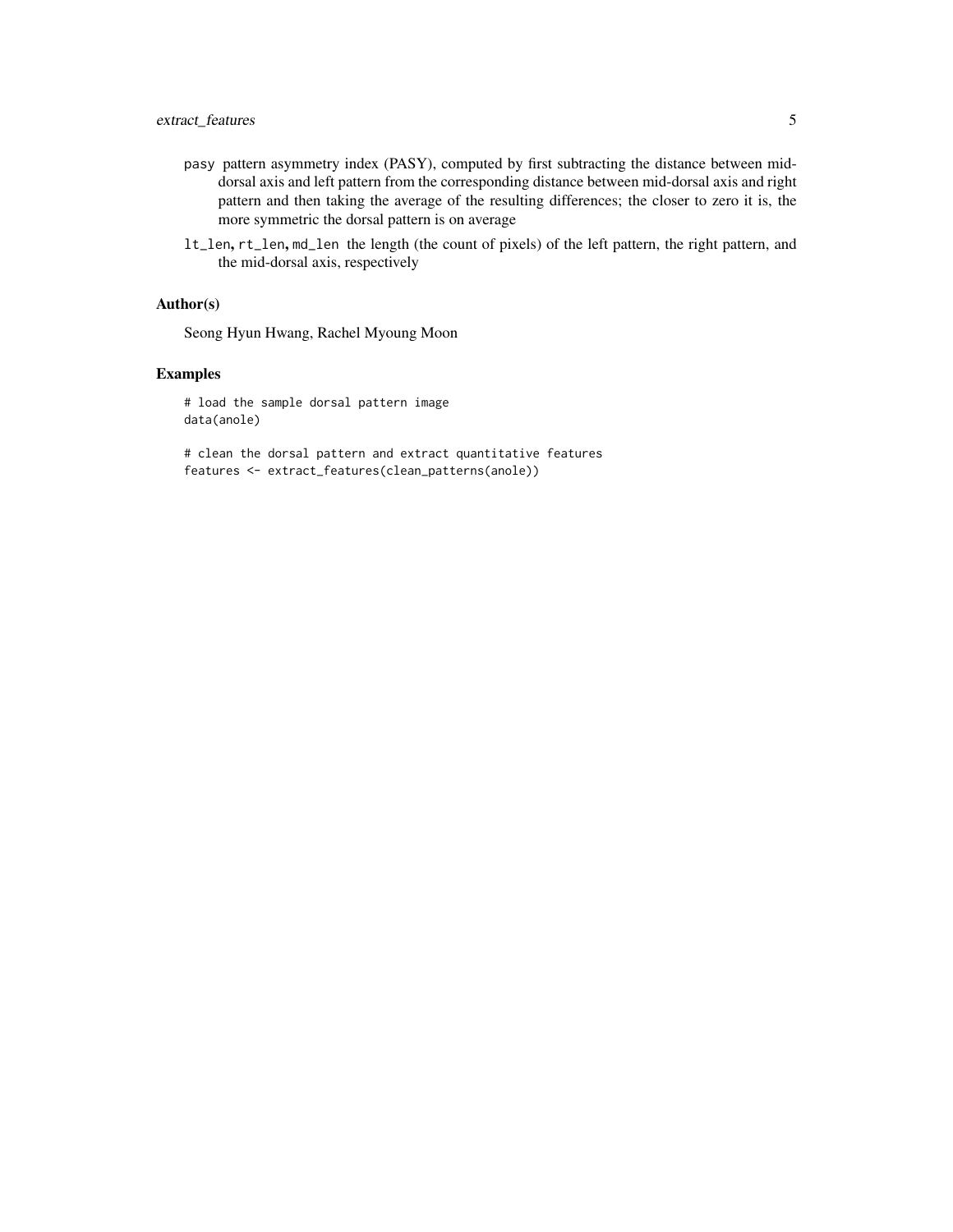pasy pattern asymmetry index (PASY), computed by first subtracting the distance between mid-dorsal axis and left pattern from the corresponding distance between mid-dorsal axis and right pattern and then taking the average of the resulting differences; the closer to zero it is, the more symmetric the dorsal pattern is on average

lt_len, rt_len, md_len the length (the count of pixels) of the left pattern, the right pattern, and the mid-dorsal axis, respectively

### Author(s)

Seong Hyun Hwang, Rachel Myoung Moon

### Examples

```
# load the sample dorsal pattern image
data(anole)

# clean the dorsal pattern and extract quantitative features
features <- extract_features(clean_patterns(anole))
```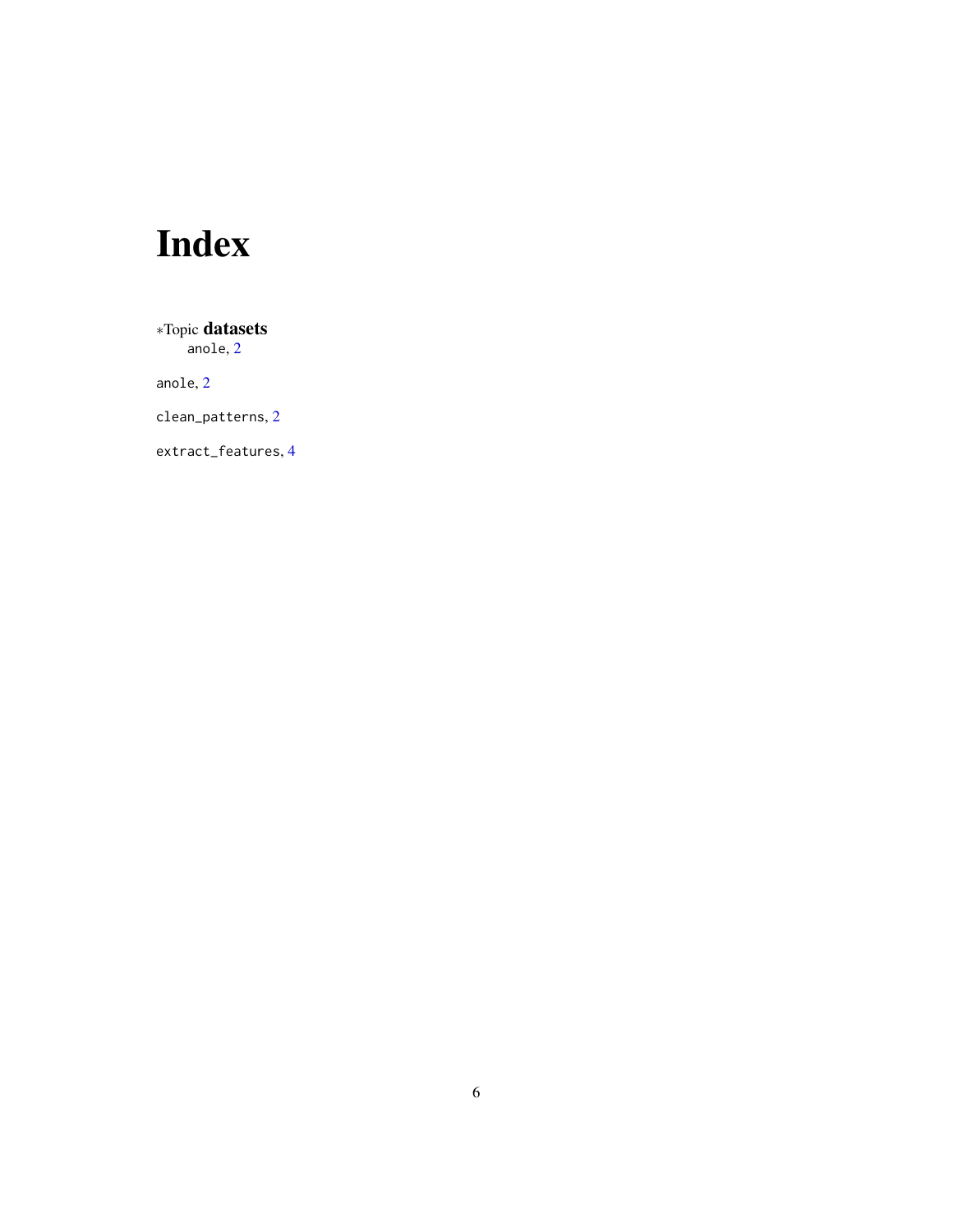# Index

∗Topic **datasets**
    anole, 2

anole, 2

clean_patterns, 2

extract_features, 4